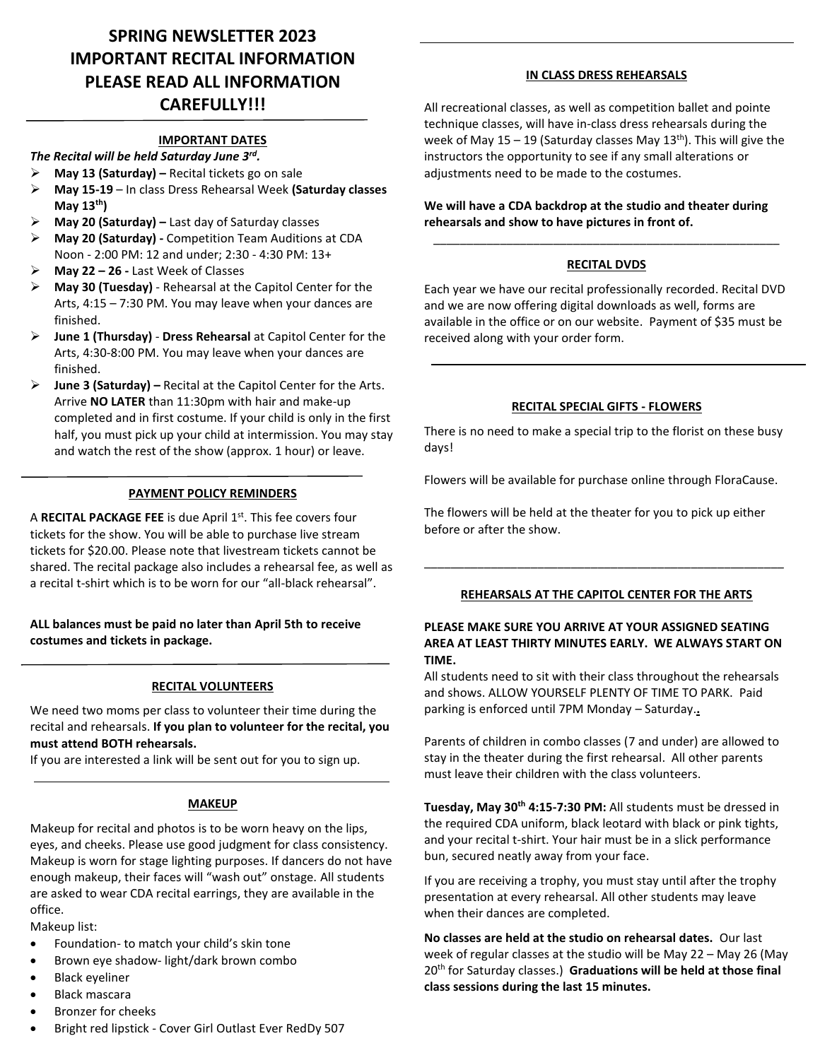# SPRING NEWSLETTER 2023
# IMPORTANT RECITAL INFORMATION
# PLEASE READ ALL INFORMATION CAREFULLY!!!

## IMPORTANT DATES

***The Recital will be held Saturday June 3rd.***

- **May 13 (Saturday) –** Recital tickets go on sale
- **May 15-19** – In class Dress Rehearsal Week **(Saturday classes May 13th)**
- **May 20 (Saturday) –** Last day of Saturday classes
- **May 20 (Saturday) -** Competition Team Auditions at CDA Noon - 2:00 PM: 12 and under; 2:30 - 4:30 PM: 13+
- **May 22 – 26 -** Last Week of Classes
- **May 30 (Tuesday)** - Rehearsal at the Capitol Center for the Arts, 4:15 – 7:30 PM. You may leave when your dances are finished.
- **June 1 (Thursday)** - **Dress Rehearsal** at Capitol Center for the Arts, 4:30-8:00 PM. You may leave when your dances are finished.
- **June 3 (Saturday) –** Recital at the Capitol Center for the Arts. Arrive **NO LATER** than 11:30pm with hair and make-up completed and in first costume. If your child is only in the first half, you must pick up your child at intermission. You may stay and watch the rest of the show (approx. 1 hour) or leave.

## PAYMENT POLICY REMINDERS

A **RECITAL PACKAGE FEE** is due April 1st. This fee covers four tickets for the show. You will be able to purchase live stream tickets for $20.00. Please note that livestream tickets cannot be shared. The recital package also includes a rehearsal fee, as well as a recital t-shirt which is to be worn for our "all-black rehearsal".

**ALL balances must be paid no later than April 5th to receive costumes and tickets in package.**

## RECITAL VOLUNTEERS

We need two moms per class to volunteer their time during the recital and rehearsals. **If you plan to volunteer for the recital, you must attend BOTH rehearsals.**

If you are interested a link will be sent out for you to sign up.

## MAKEUP

Makeup for recital and photos is to be worn heavy on the lips, eyes, and cheeks. Please use good judgment for class consistency. Makeup is worn for stage lighting purposes. If dancers do not have enough makeup, their faces will "wash out" onstage. All students are asked to wear CDA recital earrings, they are available in the office.

Makeup list:

- Foundation- to match your child's skin tone
- Brown eye shadow- light/dark brown combo
- Black eyeliner
- Black mascara
- Bronzer for cheeks
- Bright red lipstick - Cover Girl Outlast Ever RedDy 507

## IN CLASS DRESS REHEARSALS

All recreational classes, as well as competition ballet and pointe technique classes, will have in-class dress rehearsals during the week of May 15 – 19 (Saturday classes May 13th). This will give the instructors the opportunity to see if any small alterations or adjustments need to be made to the costumes.

**We will have a CDA backdrop at the studio and theater during rehearsals and show to have pictures in front of.**

## RECITAL DVDS

Each year we have our recital professionally recorded. Recital DVD and we are now offering digital downloads as well, forms are available in the office or on our website. Payment of $35 must be received along with your order form.

## RECITAL SPECIAL GIFTS - FLOWERS

There is no need to make a special trip to the florist on these busy days!

Flowers will be available for purchase online through FloraCause.

The flowers will be held at the theater for you to pick up either before or after the show.

## REHEARSALS AT THE CAPITOL CENTER FOR THE ARTS

**PLEASE MAKE SURE YOU ARRIVE AT YOUR ASSIGNED SEATING AREA AT LEAST THIRTY MINUTES EARLY. WE ALWAYS START ON TIME.**

All students need to sit with their class throughout the rehearsals and shows. ALLOW YOURSELF PLENTY OF TIME TO PARK. Paid parking is enforced until 7PM Monday – Saturday.

Parents of children in combo classes (7 and under) are allowed to stay in the theater during the first rehearsal. All other parents must leave their children with the class volunteers.

**Tuesday, May 30th 4:15-7:30 PM:** All students must be dressed in the required CDA uniform, black leotard with black or pink tights, and your recital t-shirt. Your hair must be in a slick performance bun, secured neatly away from your face.

If you are receiving a trophy, you must stay until after the trophy presentation at every rehearsal. All other students may leave when their dances are completed.

**No classes are held at the studio on rehearsal dates.** Our last week of regular classes at the studio will be May 22 – May 26 (May 20th for Saturday classes.) **Graduations will be held at those final class sessions during the last 15 minutes.**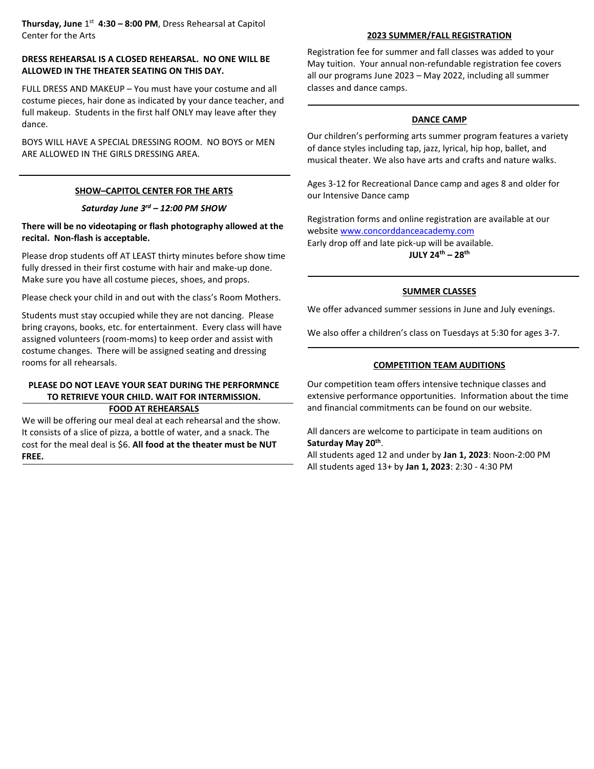**Thursday, June** 1st **4:30 – 8:00 PM**, Dress Rehearsal at Capitol Center for the Arts

**DRESS REHEARSAL IS A CLOSED REHEARSAL. NO ONE WILL BE ALLOWED IN THE THEATER SEATING ON THIS DAY.**

FULL DRESS AND MAKEUP – You must have your costume and all costume pieces, hair done as indicated by your dance teacher, and full makeup. Students in the first half ONLY may leave after they dance.

BOYS WILL HAVE A SPECIAL DRESSING ROOM. NO BOYS or MEN ARE ALLOWED IN THE GIRLS DRESSING AREA.

---

### SHOW–CAPITOL CENTER FOR THE ARTS

***Saturday June 3rd – 12:00 PM SHOW***

**There will be no videotaping or flash photography allowed at the recital. Non-flash is acceptable.**

Please drop students off AT LEAST thirty minutes before show time fully dressed in their first costume with hair and make-up done. Make sure you have all costume pieces, shoes, and props.

Please check your child in and out with the class's Room Mothers.

Students must stay occupied while they are not dancing. Please bring crayons, books, etc. for entertainment. Every class will have assigned volunteers (room-moms) to keep order and assist with costume changes. There will be assigned seating and dressing rooms for all rehearsals.

**PLEASE DO NOT LEAVE YOUR SEAT DURING THE PERFORMNCE TO RETRIEVE YOUR CHILD. WAIT FOR INTERMISSION.**

---

### FOOD AT REHEARSALS

We will be offering our meal deal at each rehearsal and the show. It consists of a slice of pizza, a bottle of water, and a snack. The cost for the meal deal is $6. **All food at the theater must be NUT FREE.**

---

### 2023 SUMMER/FALL REGISTRATION

Registration fee for summer and fall classes was added to your May tuition. Your annual non-refundable registration fee covers all our programs June 2023 – May 2022, including all summer classes and dance camps.

---

### DANCE CAMP

Our children's performing arts summer program features a variety of dance styles including tap, jazz, lyrical, hip hop, ballet, and musical theater. We also have arts and crafts and nature walks.

Ages 3-12 for Recreational Dance camp and ages 8 and older for our Intensive Dance camp

Registration forms and online registration are available at our website [www.concorddanceacademy.com](http://www.concorddanceacademy.com)
Early drop off and late pick-up will be available.

**JULY 24th – 28th**

---

### SUMMER CLASSES

We offer advanced summer sessions in June and July evenings.

We also offer a children's class on Tuesdays at 5:30 for ages 3-7.

---

### COMPETITION TEAM AUDITIONS

Our competition team offers intensive technique classes and extensive performance opportunities. Information about the time and financial commitments can be found on our website.

All dancers are welcome to participate in team auditions on **Saturday May 20th**.
All students aged 12 and under by **Jan 1, 2023**: Noon-2:00 PM
All students aged 13+ by **Jan 1, 2023**: 2:30 - 4:30 PM